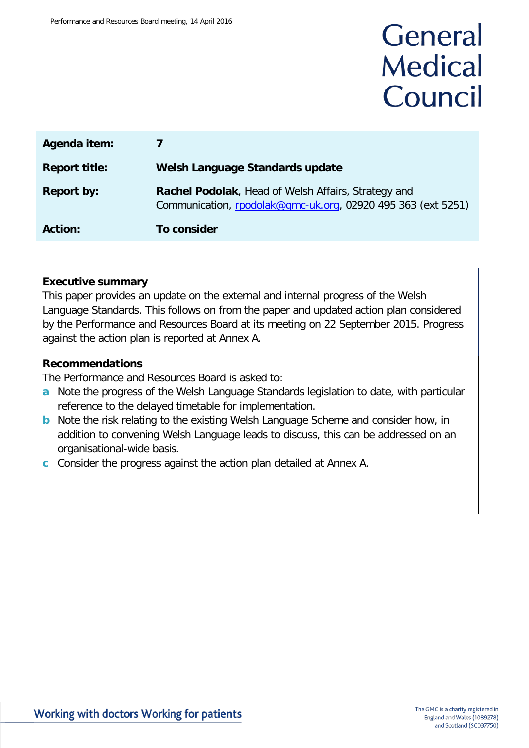# General Medical Council

| Agenda item: | 7 |
|---|---|
| **Report title:** | **Welsh Language Standards update** |
| **Report by:** | **Rachel Podolak**, Head of Welsh Affairs, Strategy and Communication, rpodolak@gmc-uk.org, 02920 495 363 (ext 5251) |
| **Action:** | **To consider** |

**Executive summary**

This paper provides an update on the external and internal progress of the Welsh Language Standards. This follows on from the paper and updated action plan considered by the Performance and Resources Board at its meeting on 22 September 2015. Progress against the action plan is reported at Annex A.

**Recommendations**

The Performance and Resources Board is asked to:

- **a** Note the progress of the Welsh Language Standards legislation to date, with particular reference to the delayed timetable for implementation.
- **b** Note the risk relating to the existing Welsh Language Scheme and consider how, in addition to convening Welsh Language leads to discuss, this can be addressed on an organisational-wide basis.
- **c** Consider the progress against the action plan detailed at Annex A.

Working with doctors Working for patients

The GMC is a charity registered in England and Wales (1089278) and Scotland (SC037750)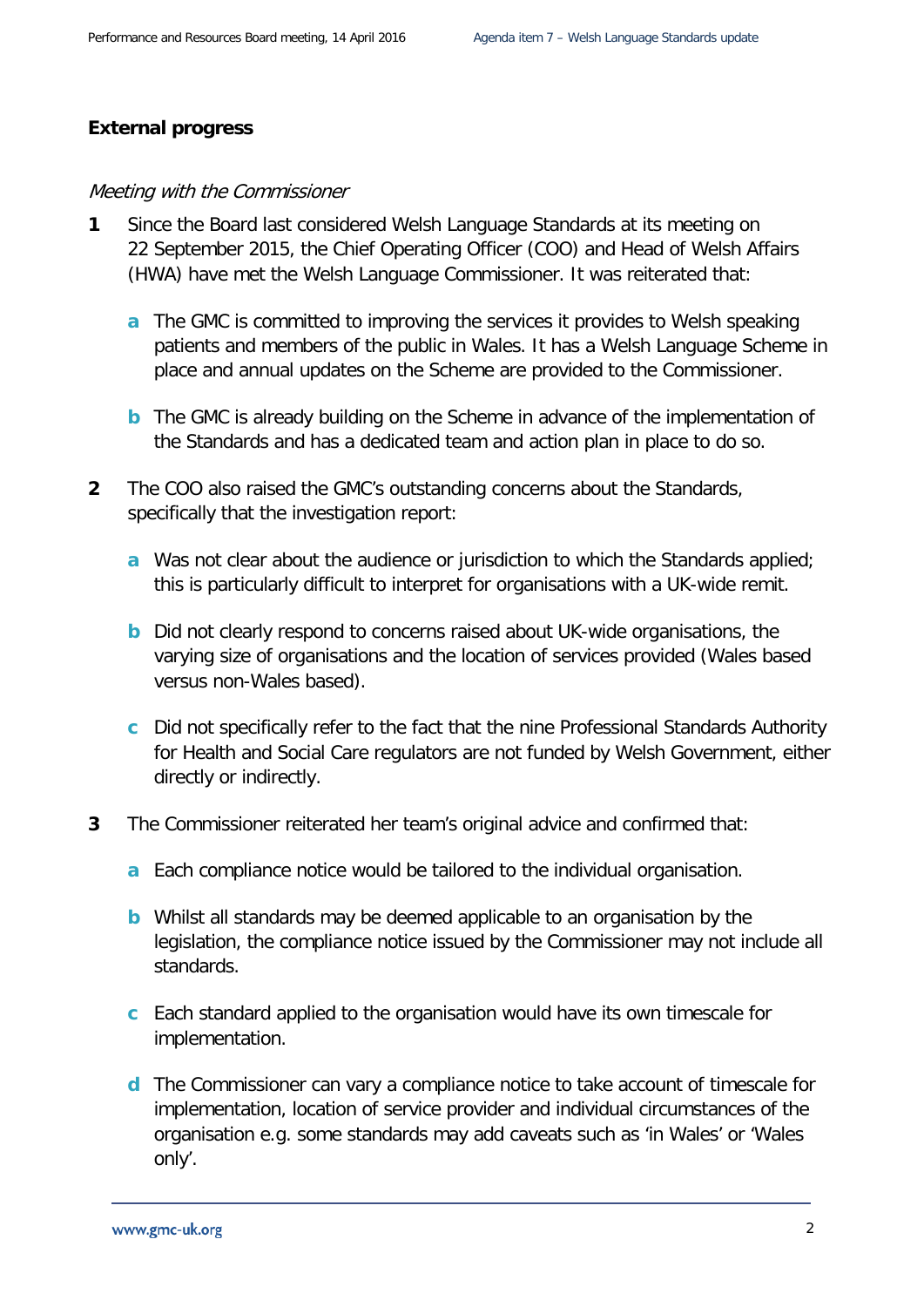## External progress

*Meeting with the Commissioner*

**1** Since the Board last considered Welsh Language Standards at its meeting on 22 September 2015, the Chief Operating Officer (COO) and Head of Welsh Affairs (HWA) have met the Welsh Language Commissioner. It was reiterated that:

- **a** The GMC is committed to improving the services it provides to Welsh speaking patients and members of the public in Wales. It has a Welsh Language Scheme in place and annual updates on the Scheme are provided to the Commissioner.
- **b** The GMC is already building on the Scheme in advance of the implementation of the Standards and has a dedicated team and action plan in place to do so.

**2** The COO also raised the GMC's outstanding concerns about the Standards, specifically that the investigation report:

- **a** Was not clear about the audience or jurisdiction to which the Standards applied; this is particularly difficult to interpret for organisations with a UK-wide remit.
- **b** Did not clearly respond to concerns raised about UK-wide organisations, the varying size of organisations and the location of services provided (Wales based versus non-Wales based).
- **c** Did not specifically refer to the fact that the nine Professional Standards Authority for Health and Social Care regulators are not funded by Welsh Government, either directly or indirectly.

**3** The Commissioner reiterated her team's original advice and confirmed that:

- **a** Each compliance notice would be tailored to the individual organisation.
- **b** Whilst all standards may be deemed applicable to an organisation by the legislation, the compliance notice issued by the Commissioner may not include all standards.
- **c** Each standard applied to the organisation would have its own timescale for implementation.
- **d** The Commissioner can vary a compliance notice to take account of timescale for implementation, location of service provider and individual circumstances of the organisation e.g. some standards may add caveats such as 'in Wales' or 'Wales only'.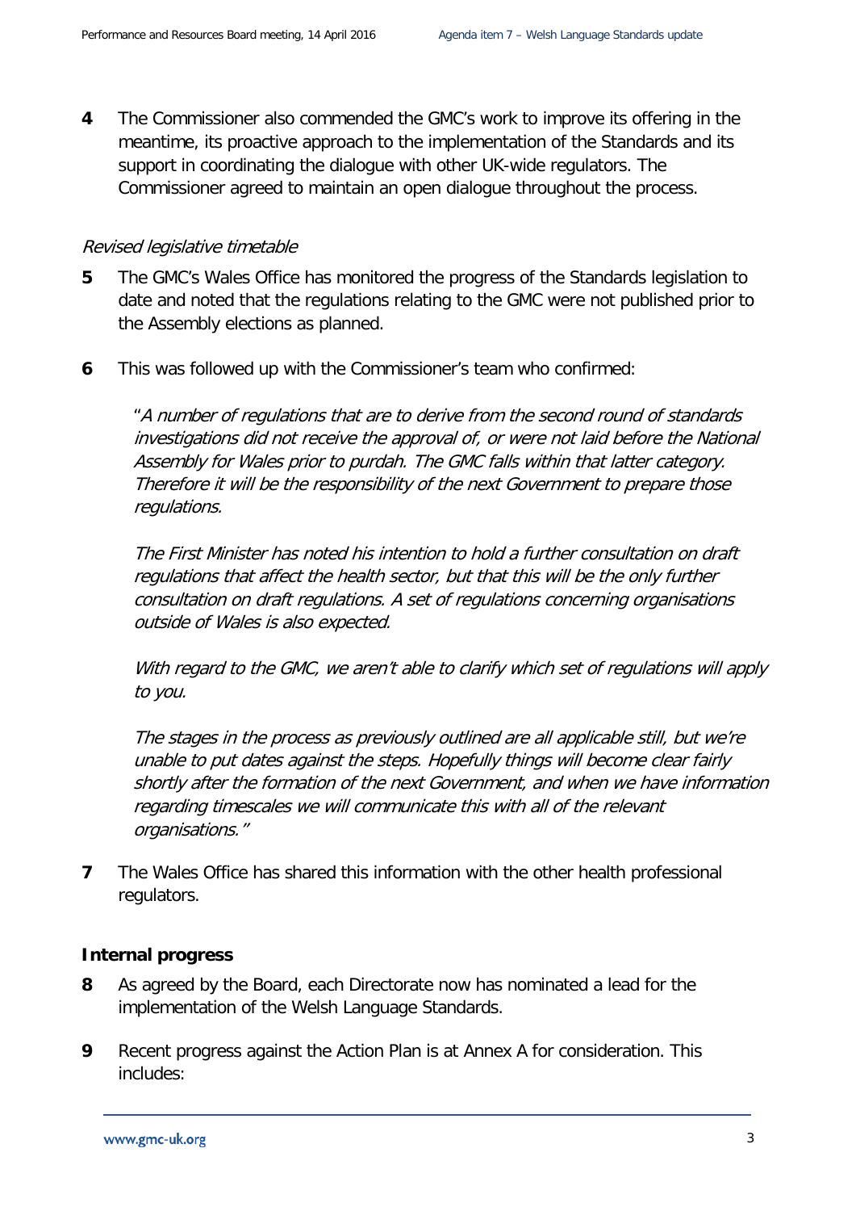**4** The Commissioner also commended the GMC's work to improve its offering in the meantime, its proactive approach to the implementation of the Standards and its support in coordinating the dialogue with other UK-wide regulators. The Commissioner agreed to maintain an open dialogue throughout the process.

*Revised legislative timetable*

**5** The GMC's Wales Office has monitored the progress of the Standards legislation to date and noted that the regulations relating to the GMC were not published prior to the Assembly elections as planned.

**6** This was followed up with the Commissioner's team who confirmed:

> "*A number of regulations that are to derive from the second round of standards investigations did not receive the approval of, or were not laid before the National Assembly for Wales prior to purdah. The GMC falls within that latter category. Therefore it will be the responsibility of the next Government to prepare those regulations.*
>
> *The First Minister has noted his intention to hold a further consultation on draft regulations that affect the health sector, but that this will be the only further consultation on draft regulations. A set of regulations concerning organisations outside of Wales is also expected.*
>
> *With regard to the GMC, we aren't able to clarify which set of regulations will apply to you.*
>
> *The stages in the process as previously outlined are all applicable still, but we're unable to put dates against the steps. Hopefully things will become clear fairly shortly after the formation of the next Government, and when we have information regarding timescales we will communicate this with all of the relevant organisations.*"

**7** The Wales Office has shared this information with the other health professional regulators.

**Internal progress**

**8** As agreed by the Board, each Directorate now has nominated a lead for the implementation of the Welsh Language Standards.

**9** Recent progress against the Action Plan is at Annex A for consideration. This includes: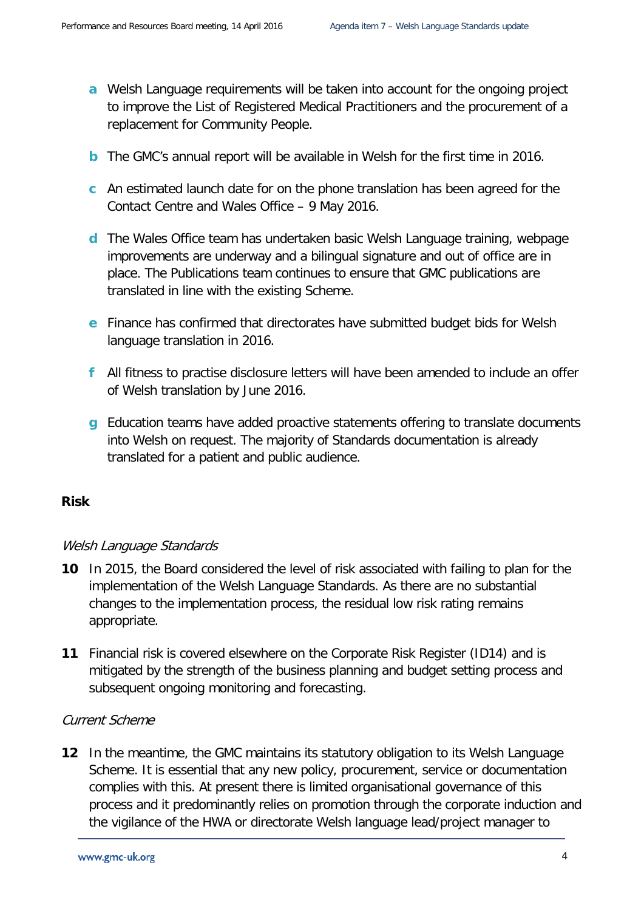- **a** Welsh Language requirements will be taken into account for the ongoing project to improve the List of Registered Medical Practitioners and the procurement of a replacement for Community People.

- **b** The GMC's annual report will be available in Welsh for the first time in 2016.

- **c** An estimated launch date for on the phone translation has been agreed for the Contact Centre and Wales Office – 9 May 2016.

- **d** The Wales Office team has undertaken basic Welsh Language training, webpage improvements are underway and a bilingual signature and out of office are in place. The Publications team continues to ensure that GMC publications are translated in line with the existing Scheme.

- **e** Finance has confirmed that directorates have submitted budget bids for Welsh language translation in 2016.

- **f** All fitness to practise disclosure letters will have been amended to include an offer of Welsh translation by June 2016.

- **g** Education teams have added proactive statements offering to translate documents into Welsh on request. The majority of Standards documentation is already translated for a patient and public audience.

## Risk

*Welsh Language Standards*

**10** In 2015, the Board considered the level of risk associated with failing to plan for the implementation of the Welsh Language Standards. As there are no substantial changes to the implementation process, the residual low risk rating remains appropriate.

**11** Financial risk is covered elsewhere on the Corporate Risk Register (ID14) and is mitigated by the strength of the business planning and budget setting process and subsequent ongoing monitoring and forecasting.

*Current Scheme*

**12** In the meantime, the GMC maintains its statutory obligation to its Welsh Language Scheme. It is essential that any new policy, procurement, service or documentation complies with this. At present there is limited organisational governance of this process and it predominantly relies on promotion through the corporate induction and the vigilance of the HWA or directorate Welsh language lead/project manager to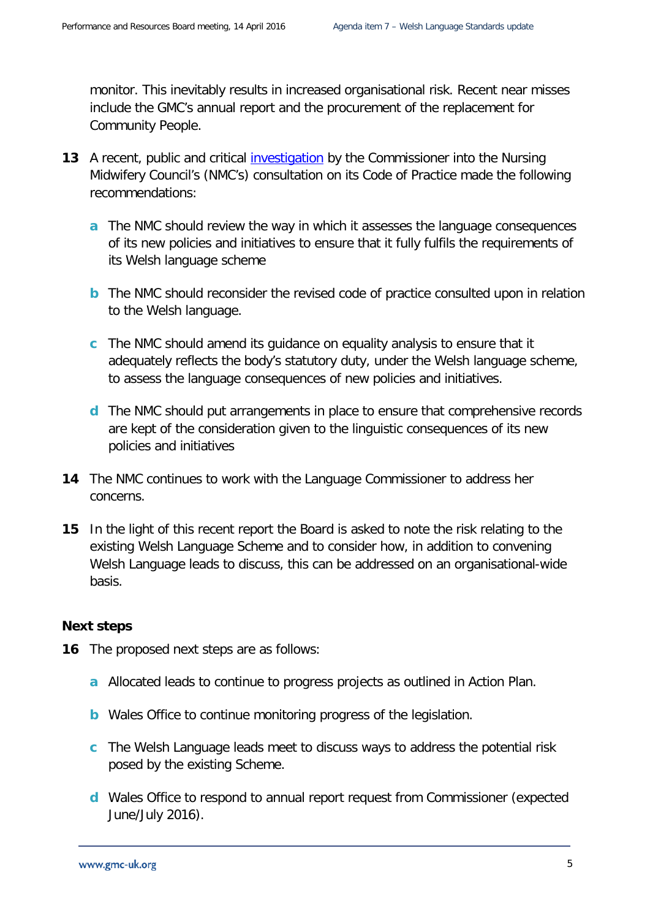monitor. This inevitably results in increased organisational risk. Recent near misses include the GMC's annual report and the procurement of the replacement for Community People.

**13** A recent, public and critical investigation by the Commissioner into the Nursing Midwifery Council's (NMC's) consultation on its Code of Practice made the following recommendations:

  **a** The NMC should review the way in which it assesses the language consequences of its new policies and initiatives to ensure that it fully fulfils the requirements of its Welsh language scheme

  **b** The NMC should reconsider the revised code of practice consulted upon in relation to the Welsh language.

  **c** The NMC should amend its guidance on equality analysis to ensure that it adequately reflects the body's statutory duty, under the Welsh language scheme, to assess the language consequences of new policies and initiatives.

  **d** The NMC should put arrangements in place to ensure that comprehensive records are kept of the consideration given to the linguistic consequences of its new policies and initiatives

**14** The NMC continues to work with the Language Commissioner to address her concerns.

**15** In the light of this recent report the Board is asked to note the risk relating to the existing Welsh Language Scheme and to consider how, in addition to convening Welsh Language leads to discuss, this can be addressed on an organisational-wide basis.

**Next steps**

**16** The proposed next steps are as follows:

  **a** Allocated leads to continue to progress projects as outlined in Action Plan.

  **b** Wales Office to continue monitoring progress of the legislation.

  **c** The Welsh Language leads meet to discuss ways to address the potential risk posed by the existing Scheme.

  **d** Wales Office to respond to annual report request from Commissioner (expected June/July 2016).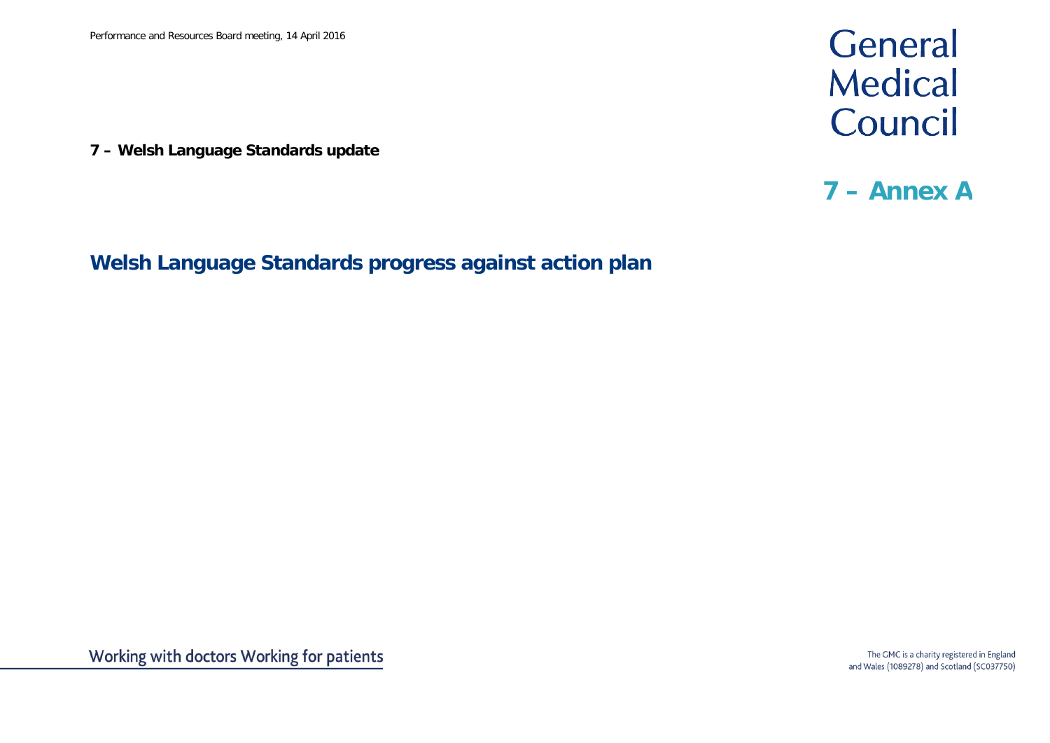**7 – Welsh Language Standards update**

# General Medical Council

## 7 – Annex A

## Welsh Language Standards progress against action plan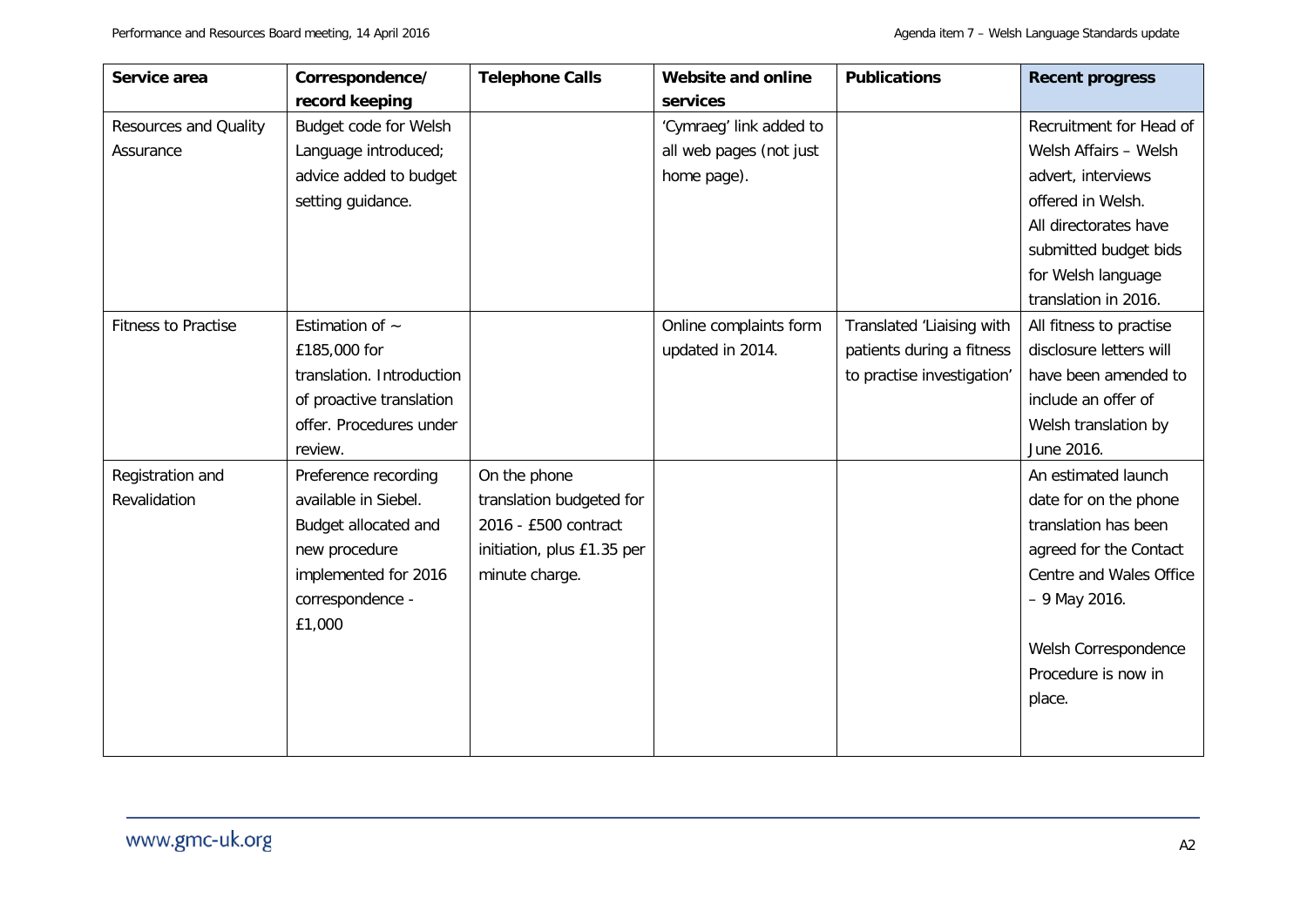| Service area | Correspondence/ record keeping | Telephone Calls | Website and online services | Publications | Recent progress |
|---|---|---|---|---|---|
| Resources and Quality Assurance | Budget code for Welsh Language introduced; advice added to budget setting guidance. | | 'Cymraeg' link added to all web pages (not just home page). | | Recruitment for Head of Welsh Affairs – Welsh advert, interviews offered in Welsh. All directorates have submitted budget bids for Welsh language translation in 2016. |
| Fitness to Practise | Estimation of ~ £185,000 for translation. Introduction of proactive translation offer. Procedures under review. | | Online complaints form updated in 2014. | Translated 'Liaising with patients during a fitness to practise investigation' | All fitness to practise disclosure letters will have been amended to include an offer of Welsh translation by June 2016. |
| Registration and Revalidation | Preference recording available in Siebel. Budget allocated and new procedure implemented for 2016 correspondence - £1,000 | On the phone translation budgeted for 2016 - £500 contract initiation, plus £1.35 per minute charge. | | | An estimated launch date for on the phone translation has been agreed for the Contact Centre and Wales Office – 9 May 2016.<br><br>Welsh Correspondence Procedure is now in place. |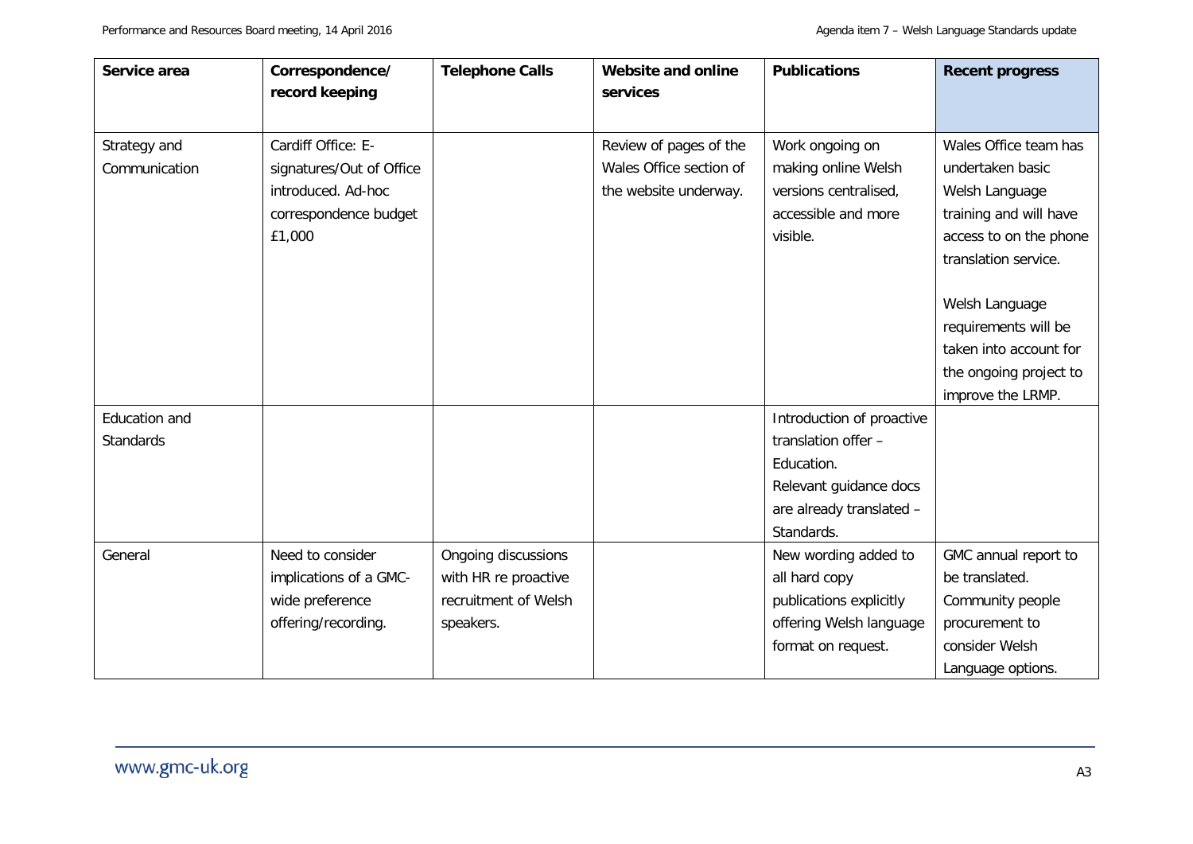| Service area | Correspondence/ record keeping | Telephone Calls | Website and online services | Publications | Recent progress |
|---|---|---|---|---|---|
| Strategy and Communication | Cardiff Office: E-signatures/Out of Office introduced. Ad-hoc correspondence budget £1,000 | | Review of pages of the Wales Office section of the website underway. | Work ongoing on making online Welsh versions centralised, accessible and more visible. | Wales Office team has undertaken basic Welsh Language training and will have access to on the phone translation service.<br><br>Welsh Language requirements will be taken into account for the ongoing project to improve the LRMP. |
| Education and Standards | | | | Introduction of proactive translation offer – Education.<br>Relevant guidance docs are already translated – Standards. | |
| General | Need to consider implications of a GMC-wide preference offering/recording. | Ongoing discussions with HR re proactive recruitment of Welsh speakers. | | New wording added to all hard copy publications explicitly offering Welsh language format on request. | GMC annual report to be translated.<br>Community people procurement to consider Welsh Language options. |